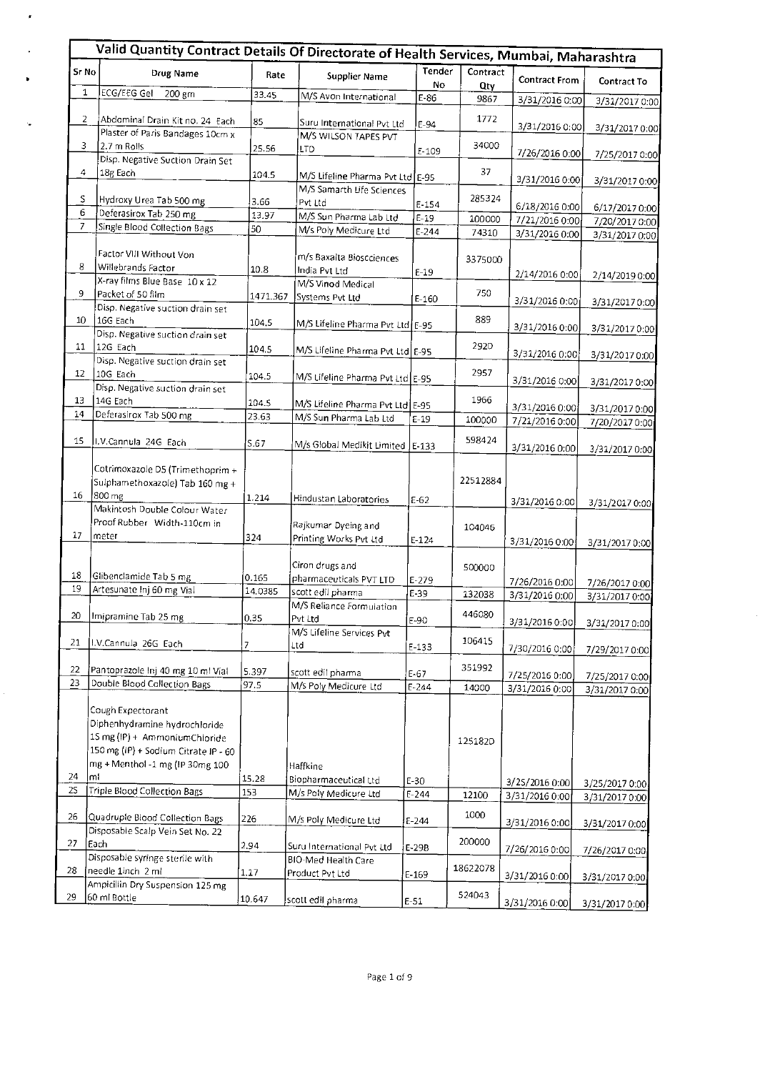# Valid Quantity Contract Details Of Directorate of Health Services, Mumbai, Maharashtra

| Sr No | Drug Name | Rate | Supplier Name | Tender No | Contract Qty | Contract From | Contract To |
|---|---|---|---|---|---|---|---|
| 1 | ECG/EEG Gel 200 gm | 33.45 | M/S Avon International | E-86 | 9867 | 3/31/2016 0:00 | 3/31/2017 0:00 |
| 2 | Abdominal Drain Kit no. 24 Each | 85 | Suru International Pvt Ltd | E-94 | 1772 | 3/31/2016 0:00 | 3/31/2017 0:00 |
| 3 | Plaster of Paris Bandages 10cm x 2.7 m Rolls | 25.56 | M/S WILSON TAPES PVT LTD | E-109 | 34000 | 7/26/2016 0:00 | 7/25/2017 0:00 |
| 4 | Disp. Negative Suction Drain Set 18g Each | 104.5 | M/S Lifeline Pharma Pvt Ltd | E-95 | 37 | 3/31/2016 0:00 | 3/31/2017 0:00 |
| 5 | Hydroxy Urea Tab 500 mg | 3.66 | M/S Samarth Life Sciences Pvt Ltd | E-154 | 285324 | 6/18/2016 0:00 | 6/17/2017 0:00 |
| 6 | Deferasirox Tab 250 mg | 13.97 | M/S Sun Pharma Lab Ltd | E-19 | 100000 | 7/21/2016 0:00 | 7/20/2017 0:00 |
| 7 | Single Blood Collection Bags | 50 | M/s Poly Medicure Ltd | E-244 | 74310 | 3/31/2016 0:00 | 3/31/2017 0:00 |
| 8 | Factor VIII Without Von Willebrands Factor | 10.8 | m/s Baxalta Bioscciences India Pvt Ltd | E-19 | 3375000 | 2/14/2016 0:00 | 2/14/2019 0:00 |
| 9 | X-ray films Blue Base 10 x 12 Packet of 50 film | 1471.367 | M/S Vinod Medical Systems Pvt Ltd | E-160 | 750 | 3/31/2016 0:00 | 3/31/2017 0:00 |
| 10 | Disp. Negative suction drain set 16G Each | 104.5 | M/S Lifeline Pharma Pvt Ltd | E-95 | 889 | 3/31/2016 0:00 | 3/31/2017 0:00 |
| 11 | Disp. Negative suction drain set 12G Each | 104.5 | M/S Lifeline Pharma Pvt Ltd | E-95 | 2920 | 3/31/2016 0:00 | 3/31/2017 0:00 |
| 12 | Disp. Negative suction drain set 10G Each | 104.5 | M/S Lifeline Pharma Pvt Ltd | E-95 | 2957 | 3/31/2016 0:00 | 3/31/2017 0:00 |
| 13 | Disp. Negative suction drain set 14G Each | 104.5 | M/S Lifeline Pharma Pvt Ltd | E-95 | 1966 | 3/31/2016 0:00 | 3/31/2017 0:00 |
| 14 | Deferasirox Tab 500 mg | 23.63 | M/S Sun Pharma Lab Ltd | E-19 | 100000 | 7/21/2016 0:00 | 7/20/2017 0:00 |
| 15 | I.V.Cannula 24G Each | 5.67 | M/s Global Medikit Limited | E-133 | 598424 | 3/31/2016 0:00 | 3/31/2017 0:00 |
| 16 | Cotrimoxazole DS (Trimethoprim + Sulphamethoxazole) Tab 160 mg + 800 mg | 1.214 | Hindustan Laboratories | E-62 | 22512884 | 3/31/2016 0:00 | 3/31/2017 0:00 |
| 17 | Makintosh Double Colour Water Proof Rubber Width-110cm in meter | 324 | Rajkumar Dyeing and Printing Works Pvt Ltd | E-124 | 104046 | 3/31/2016 0:00 | 3/31/2017 0:00 |
| 18 | Glibenclamide Tab 5 mg | 0.165 | Ciron drugs and pharmaceuticals PVT LTD | E-279 | 500000 | 7/26/2016 0:00 | 7/26/2017 0:00 |
| 19 | Artesunate Inj 60 mg Vial | 14.0385 | scott edil pharma | E-39 | 132038 | 3/31/2016 0:00 | 3/31/2017 0:00 |
| 20 | Imipramine Tab 25 mg | 0.35 | M/S Reliance Formulation Pvt Ltd | E-90 | 446080 | 3/31/2016 0:00 | 3/31/2017 0:00 |
| 21 | I.V.Cannula 26G Each | 7 | M/S Lifeline Services Pvt Ltd | E-133 | 106415 | 7/30/2016 0:00 | 7/29/2017 0:00 |
| 22 | Pantoprazole Inj 40 mg 10 ml Vial | 5.397 | scott edil pharma | E-67 | 351992 | 7/25/2016 0:00 | 7/25/2017 0:00 |
| 23 | Double Blood Collection Bags | 97.5 | M/s Poly Medicure Ltd | E-244 | 14000 | 3/31/2016 0:00 | 3/31/2017 0:00 |
| 24 | Cough Expectorant Diphenhydramine hydrochloride 15 mg (IP) + AmmoniumChloride 150 mg (IP) + Sodium Citrate IP - 60 mg + Menthol -1 mg (IP 30mg 100 ml | 15.28 | Haffkine Biopharmaceutical Ltd | E-30 | 1251820 | 3/25/2016 0:00 | 3/25/2017 0:00 |
| 25 | Triple Blood Collection Bags | 153 | M/s Poly Medicure Ltd | E-244 | 12100 | 3/31/2016 0:00 | 3/31/2017 0:00 |
| 26 | Quadruple Blood Collection Bags | 226 | M/s Poly Medicure Ltd | E-244 | 1000 | 3/31/2016 0:00 | 3/31/2017 0:00 |
| 27 | Disposable Scalp Vein Set No. 22 Each | 2.94 | Suru International Pvt Ltd | E-29B | 200000 | 7/26/2016 0:00 | 7/26/2017 0:00 |
| 28 | Disposable syringe sterile with needle 1inch 2 ml | 1.17 | BIO-Med Health Care Product Pvt Ltd | E-169 | 18622078 | 3/31/2016 0:00 | 3/31/2017 0:00 |
| 29 | Ampicillin Dry Suspension 125 mg 60 ml Bottle | 10.647 | scott edil pharma | E-51 | 524043 | 3/31/2016 0:00 | 3/31/2017 0:00 |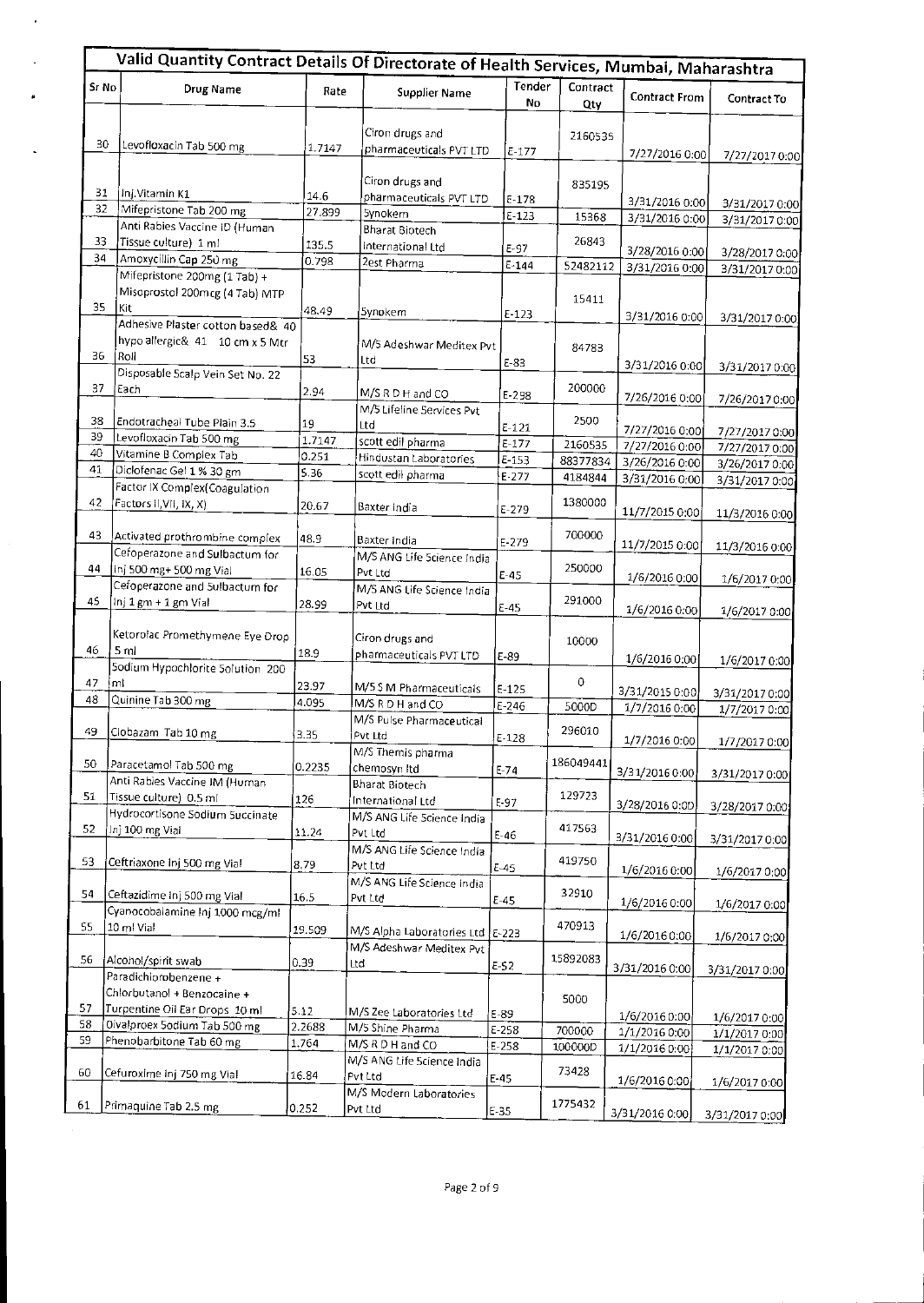## Valid Quantity Contract Details Of Directorate of Health Services, Mumbai, Maharashtra

| Sr No | Drug Name | Rate | Supplier Name | Tender No | Contract Qty | Contract From | Contract To |
|---|---|---|---|---|---|---|---|
| 30 | Levofloxacin Tab 500 mg | 1.7147 | Ciron drugs and pharmaceuticals PVT LTD | E-177 | 2160535 | 7/27/2016 0:00 | 7/27/2017 0:00 |
| 31 | Inj.Vitamin K1 | 14.6 | Ciron drugs and pharmaceuticals PVT LTD | E-178 | 835195 | 3/31/2016 0:00 | 3/31/2017 0:00 |
| 32 | Mifepristone Tab 200 mg | 27.899 | Synokem | E-123 | 15368 | 3/31/2016 0:00 | 3/31/2017 0:00 |
| 33 | Anti Rabies Vaccine ID (Human Tissue culture) 1 ml | 135.5 | Bharat Biotech International Ltd | E-97 | 26843 | 3/28/2016 0:00 | 3/28/2017 0:00 |
| 34 | Amoxycillin Cap 250 mg | 0.798 | Zest Pharma | E-144 | 52482112 | 3/31/2016 0:00 | 3/31/2017 0:00 |
| 35 | Mifepristone 200mg (1 Tab) + Misoprostol 200mcg (4 Tab) MTP Kit | 48.49 | Synokem | E-123 | 15411 | 3/31/2016 0:00 | 3/31/2017 0:00 |
| 36 | Adhesive Plaster cotton based& 40 hypo allergic& 41 10 cm x 5 Mtr Roll | 53 | M/S Adeshwar Meditex Pvt Ltd | E-83 | 84783 | 3/31/2016 0:00 | 3/31/2017 0:00 |
| 37 | Disposable Scalp Vein Set No. 22 Each | 2.94 | M/S R D H and CO | E-298 | 200000 | 7/26/2016 0:00 | 7/26/2017 0:00 |
| 38 | Endotracheal Tube Plain 3.5 | 19 | M/S Lifeline Services Pvt Ltd | E-121 | 2500 | 7/27/2016 0:00 | 7/27/2017 0:00 |
| 39 | Levofloxacin Tab 500 mg | 1.7147 | scott edil pharma | E-177 | 2160535 | 7/27/2016 0:00 | 7/27/2017 0:00 |
| 40 | Vitamine B Complex Tab | 0.251 | Hindustan Laboratories | E-153 | 88377834 | 3/26/2016 0:00 | 3/26/2017 0:00 |
| 41 | Diclofenac Gel 1 % 30 gm | 5.36 | scott edil pharma | E-277 | 4184844 | 3/31/2016 0:00 | 3/31/2017 0:00 |
| 42 | Factor IX Complex(Coagulation Factors II,VII, IX, X) | 20.67 | Baxter India | E-279 | 1380000 | 11/7/2015 0:00 | 11/3/2016 0:00 |
| 43 | Activated prothrombine complex | 48.9 | Baxter India | E-279 | 700000 | 11/7/2015 0:00 | 11/3/2016 0:00 |
| 44 | Cefoperazone and Sulbactum for Inj 500 mg+ 500 mg Vial | 16.05 | M/S ANG Life Science India Pvt Ltd | E-45 | 250000 | 1/6/2016 0:00 | 1/6/2017 0:00 |
| 45 | Cefoperazone and Sulbactum for Inj 1 gm + 1 gm Vial | 28.99 | M/S ANG Life Science India Pvt Ltd | E-45 | 291000 | 1/6/2016 0:00 | 1/6/2017 0:00 |
| 46 | Ketorolac Promethymene Eye Drop 5 ml | 18.9 | Ciron drugs and pharmaceuticals PVT LTD | E-89 | 10000 | 1/6/2016 0:00 | 1/6/2017 0:00 |
| 47 | Sodium Hypochlorite Solution 200 ml | 23.97 | M/S S M Pharmaceuticals | E-125 | 0 | 3/31/2015 0:00 | 3/31/2017 0:00 |
| 48 | Quinine Tab 300 mg | 4.095 | M/S R D H and CO | E-246 | 5000D | 1/7/2016 0:00 | 1/7/2017 0:00 |
| 49 | Clobazam Tab 10 mg | 3.35 | M/S Pulse Pharmaceutical Pvt Ltd | E-128 | 296010 | 1/7/2016 0:00 | 1/7/2017 0:00 |
| 50 | Paracetamol Tab 500 mg | 0.2235 | M/S Themis pharma chemosyn ltd | E-74 | 186049441 | 3/31/2016 0:00 | 3/31/2017 0:00 |
| 51 | Anti Rabies Vaccine IM (Human Tissue culture) 0.5 ml | 126 | Bharat Biotech International Ltd | E-97 | 129723 | 3/28/2016 0:00 | 3/28/2017 0:00 |
| 52 | Hydrocortisone Sodium Succinate Inj 100 mg Vial | 11.24 | M/S ANG Life Science India Pvt Ltd | E-46 | 417563 | 3/31/2016 0:00 | 3/31/2017 0:00 |
| 53 | Ceftriaxone Inj 500 mg Vial | 8.79 | M/S ANG Life Science India Pvt Ltd | E-45 | 419750 | 1/6/2016 0:00 | 1/6/2017 0:00 |
| 54 | Ceftazidime inj 500 mg Vial | 16.5 | M/S ANG Life Science India Pvt Ltd | E-45 | 32910 | 1/6/2016 0:00 | 1/6/2017 0:00 |
| 55 | Cyanocobalamine Inj 1000 mcg/ml 10 ml Vial | 19.509 | M/S Alpha Laboratories Ltd | E-223 | 470913 | 1/6/2016 0:00 | 1/6/2017 0:00 |
| 56 | Alcohol/spirit swab | 0.39 | M/S Adeshwar Meditex Pvt Ltd | E-52 | 15892083 | 3/31/2016 0:00 | 3/31/2017 0:00 |
| 57 | Paradichlorobenzene + Chlorbutanol + Benzocaine + Turpentine Oil Ear Drops 10 ml | 5.12 | M/S Zee Laboratories Ltd | E-89 | 5000 | 1/6/2016 0:00 | 1/6/2017 0:00 |
| 58 | Divalproex Sodium Tab 500 mg | 2.2688 | M/S Shine Pharma | E-258 | 700000 | 1/1/2016 0:00 | 1/1/2017 0:00 |
| 59 | Phenobarbitone Tab 60 mg | 1.764 | M/S R D H and CO | E-258 | 100000D | 1/1/2016 0:00 | 1/1/2017 0:00 |
| 60 | Cefuroxime inj 750 mg Vial | 16.84 | M/S ANG Life Science India Pvt Ltd | E-45 | 73428 | 1/6/2016 0:00 | 1/6/2017 0:00 |
| 61 | Primaquine Tab 2.5 mg | 0.252 | M/S Modern Laboratories Pvt Ltd | E-35 | 1775432 | 3/31/2016 0:00 | 3/31/2017 0:00 |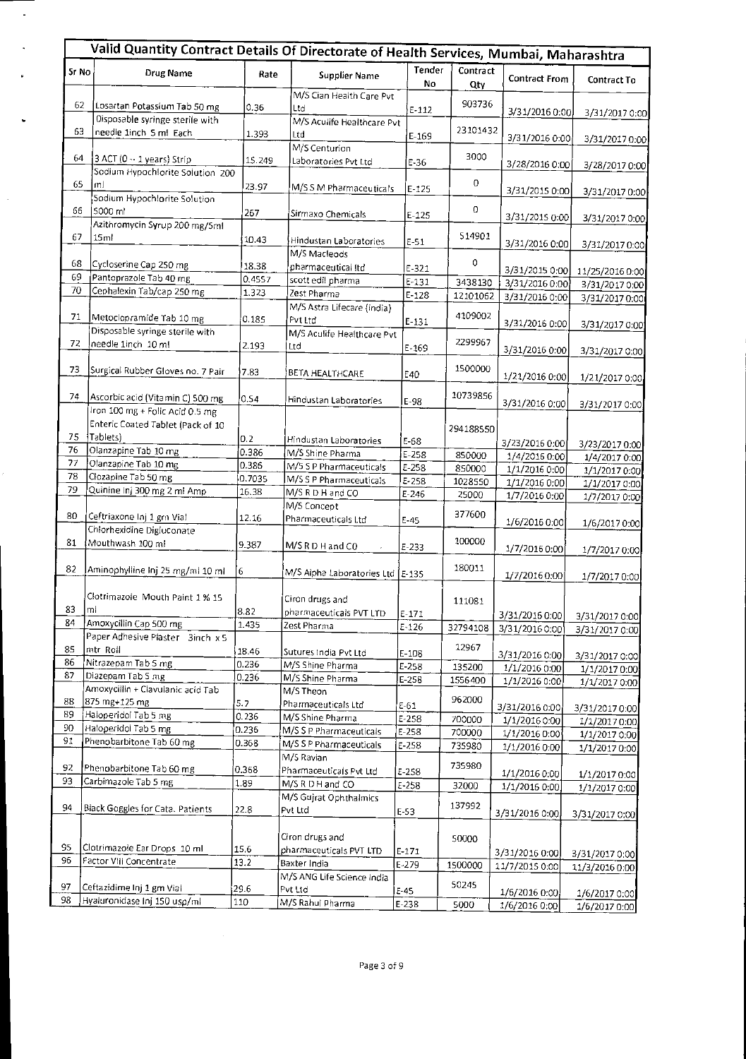# Valid Quantity Contract Details Of Directorate of Health Services, Mumbai, Maharashtra

| Sr No | Drug Name | Rate | Supplier Name | Tender No | Contract Qty | Contract From | Contract To |
|---|---|---|---|---|---|---|---|
| 62 | Losartan Potassium Tab 50 mg | 0.36 | M/S Cian Health Care Pvt Ltd | E-112 | 903736 | 3/31/2016 0:00 | 3/31/2017 0:00 |
| 63 | Disposable syringe sterile with needle 1inch 5 ml Each | 1.393 | M/S Aculife Healthcare Pvt Ltd | E-169 | 23101432 | 3/31/2016 0:00 | 3/31/2017 0:00 |
| 64 | 3 ACT (0 -- 1 years) Strip | 15.249 | M/S Centurion Laboratories Pvt Ltd | E-36 | 3000 | 3/28/2016 0:00 | 3/28/2017 0:00 |
| 65 | Sodium Hypochlorite Solution 200 ml | 23.97 | M/S S M Pharmaceuticals | E-125 | 0 | 3/31/2015 0:00 | 3/31/2017 0:00 |
| 66 | Sodium Hypochlorite Solution 5000 ml | 267 | Sirmaxo Chemicals | E-125 | 0 | 3/31/2015 0:00 | 3/31/2017 0:00 |
| 67 | Azithromycin Syrup 200 mg/5ml 15ml | 10.43 | Hindustan Laboratories | E-51 | 514901 | 3/31/2016 0:00 | 3/31/2017 0:00 |
| 68 | Cycloserine Cap 250 mg | 18.38 | M/S Macleods pharmaceutical ltd | E-321 | 0 | 3/31/2015 0:00 | 11/25/2016 0:00 |
| 69 | Pantoprazole Tab 40 mg | 0.4557 | scott edil pharma | E-131 | 3438130 | 3/31/2016 0:00 | 3/31/2017 0:00 |
| 70 | Cephalexin Tab/cap 250 mg | 1.323 | Zest Pharma | E-128 | 12101062 | 3/31/2016 0:00 | 3/31/2017 0:00 |
| 71 | Metoclopramide Tab 10 mg | 0.185 | M/S Astra Lifecare (india) Pvt Ltd | E-131 | 4109002 | 3/31/2016 0:00 | 3/31/2017 0:00 |
| 72 | Disposable syringe sterile with needle 1inch 10 ml | 2.193 | M/S Aculife Healthcare Pvt Ltd | E-169 | 2299967 | 3/31/2016 0:00 | 3/31/2017 0:00 |
| 73 | Surgical Rubber Gloves no. 7 Pair | 7.83 | BETA HEALTHCARE | E40 | 1500000 | 1/21/2016 0:00 | 1/21/2017 0:00 |
| 74 | Ascorbic acid (Vitamin C) 500 mg | 0.54 | Hindustan Laboratories | E-98 | 10739856 | 3/31/2016 0:00 | 3/31/2017 0:00 |
| 75 | Iron 100 mg + Folic Acid 0.5 mg Enteric Coated Tablet (Pack of 10 Tablets) | 0.2 | Hindustan Laboratories | E-68 | 294188550 | 3/23/2016 0:00 | 3/23/2017 0:00 |
| 76 | Olanzapine Tab 10 mg | 0.386 | M/S Shine Pharma | E-258 | 850000 | 1/4/2016 0:00 | 1/4/2017 0:00 |
| 77 | Olanzapine Tab 10 mg | 0.386 | M/S S P Pharmaceuticals | E-258 | 850000 | 1/1/2016 0:00 | 1/1/2017 0:00 |
| 78 | Clozapine Tab 50 mg | 0.7035 | M/S S P Pharmaceuticals | E-258 | 1028550 | 1/1/2016 0:00 | 1/1/2017 0:00 |
| 79 | Quinine Inj 300 mg 2 ml Amp | 16.38 | M/S R D H and CO | E-246 | 25000 | 1/7/2016 0:00 | 1/7/2017 0:00 |
| 80 | Ceftriaxone Inj 1 gm Vial | 12.16 | M/S Concept Pharmaceuticals Ltd | E-45 | 377600 | 1/6/2016 0:00 | 1/6/2017 0:00 |
| 81 | Chlorhexidine Digluconate Mouthwash 100 ml | 9.387 | M/S R D H and CO | E-233 | 100000 | 1/7/2016 0:00 | 1/7/2017 0:00 |
| 82 | Aminophylline Inj 25 mg/ml 10 ml | 6 | M/S Alpha Laboratories Ltd | E-135 | 180011 | 1/7/2016 0:00 | 1/7/2017 0:00 |
| 83 | Clotrimazole Mouth Paint 1 % 15 ml | 8.82 | Ciron drugs and pharmaceuticals PVT LTD | E-171 | 111081 | 3/31/2016 0:00 | 3/31/2017 0:00 |
| 84 | Amoxycillin Cap 500 mg | 1.435 | Zest Pharma | E-126 | 32794108 | 3/31/2016 0:00 | 3/31/2017 0:00 |
| 85 | Paper Adhesive Plaster 3inch x 5 mtr Roll | 18.46 | Sutures India Pvt Ltd | E-108 | 12967 | 3/31/2016 0:00 | 3/31/2017 0:00 |
| 86 | Nitrazepam Tab 5 mg | 0.236 | M/S Shine Pharma | E-258 | 135200 | 1/1/2016 0:00 | 1/1/2017 0:00 |
| 87 | Diazepam Tab 5 mg | 0.236 | M/S Shine Pharma | E-258 | 1556400 | 1/1/2016 0:00 | 1/1/2017 0:00 |
| 88 | Amoxycillin + Clavulanic acid Tab 875 mg+125 mg | 5.7 | M/S Theon Pharmaceuticals Ltd | E-61 | 962000 | 3/31/2016 0:00 | 3/31/2017 0:00 |
| 89 | Haloperidol Tab 5 mg | 0.236 | M/S Shine Pharma | E-258 | 700000 | 1/1/2016 0:00 | 1/1/2017 0:00 |
| 90 | Haloperidol Tab 5 mg | 0.236 | M/S S P Pharmaceuticals | E-258 | 700000 | 1/1/2016 0:00 | 1/1/2017 0:00 |
| 91 | Phenobarbitone Tab 60 mg | 0.368 | M/S S P Pharmaceuticals | E-258 | 735980 | 1/1/2016 0:00 | 1/1/2017 0:00 |
| 92 | Phenobarbitone Tab 60 mg | 0.368 | M/S Ravian Pharmaceuticals Pvt Ltd | E-258 | 735980 | 1/1/2016 0:00 | 1/1/2017 0:00 |
| 93 | Carbimazole Tab 5 mg | 1.89 | M/S R D H and CO | E-258 | 32000 | 1/1/2016 0:00 | 1/1/2017 0:00 |
| 94 | Black Goggles for Cata. Patients | 22.8 | M/S Gujrat Ophthalmics Pvt Ltd | E-53 | 137992 | 3/31/2016 0:00 | 3/31/2017 0:00 |
| 95 | Clotrimazole Ear Drops 10 ml | 15.6 | Ciron drugs and pharmaceuticals PVT LTD | E-171 | 50000 | 3/31/2016 0:00 | 3/31/2017 0:00 |
| 96 | Factor VIII Concentrate | 13.2 | Baxter India | E-279 | 1500000 | 11/7/2015 0:00 | 11/3/2016 0:00 |
| 97 | Ceftazidime Inj 1 gm Vial | 29.6 | M/S ANG Life Science India Pvt Ltd | E-45 | 50245 | 1/6/2016 0:00 | 1/6/2017 0:00 |
| 98 | Hyaluronidase Inj 150 usp/ml | 110 | M/S Rahul Pharma | E-238 | 5000 | 1/6/2016 0:00 | 1/6/2017 0:00 |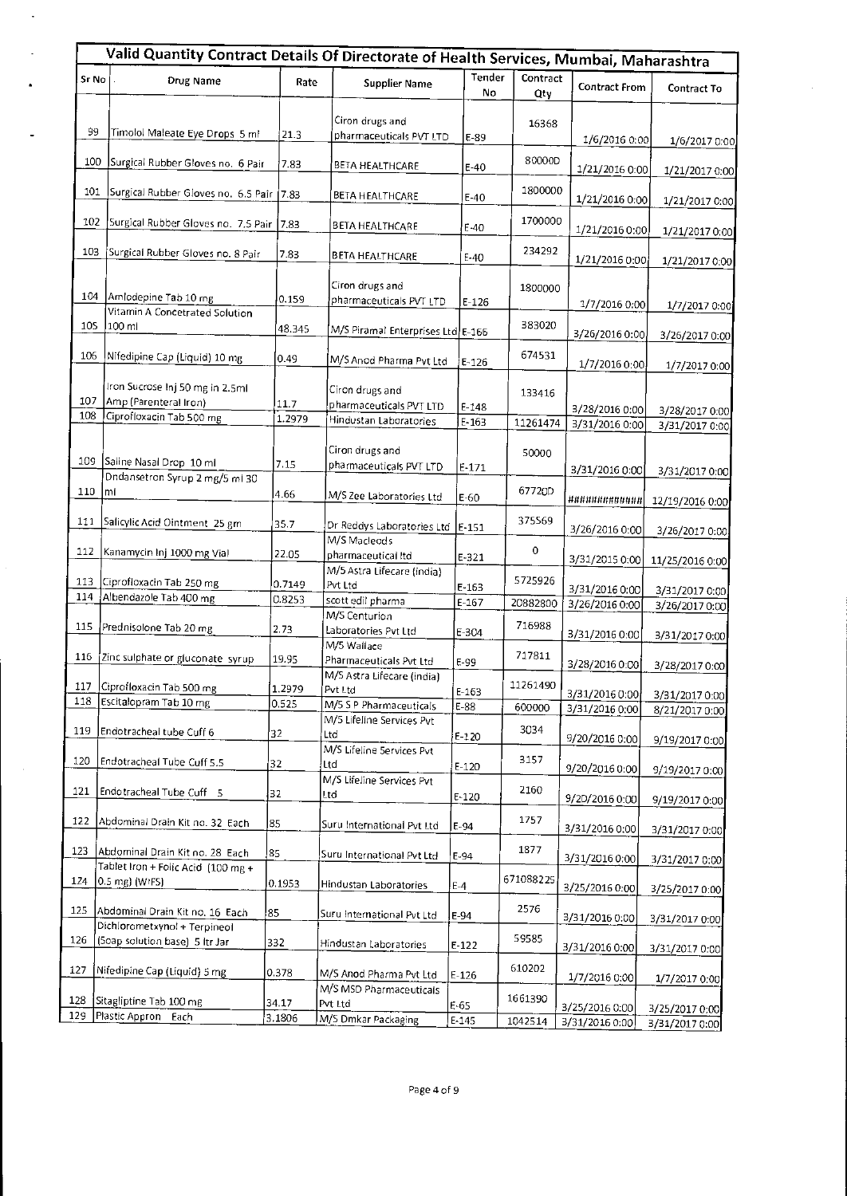## Valid Quantity Contract Details Of Directorate of Health Services, Mumbai, Maharashtra

| Sr No | Drug Name | Rate | Supplier Name | Tender No | Contract Qty | Contract From | Contract To |
|---|---|---|---|---|---|---|---|
| 99 | Timolol Maleate Eye Drops 5 ml | 21.3 | Ciron drugs and pharmaceuticals PVT LTD | E-89 | 16368 | 1/6/2016 0:00 | 1/6/2017 0:00 |
| 100 | Surgical Rubber Gloves no. 6 Pair | 7.83 | BETA HEALTHCARE | E-40 | 800000 | 1/21/2016 0:00 | 1/21/2017 0:00 |
| 101 | Surgical Rubber Gloves no. 6.5 Pair | 7.83 | BETA HEALTHCARE | E-40 | 1800000 | 1/21/2016 0:00 | 1/21/2017 0:00 |
| 102 | Surgical Rubber Gloves no. 7.5 Pair | 7.83 | BETA HEALTHCARE | E-40 | 1700000 | 1/21/2016 0:00 | 1/21/2017 0:00 |
| 103 | Surgical Rubber Gloves no. 8 Pair | 7.83 | BETA HEALTHCARE | E-40 | 234292 | 1/21/2016 0:00 | 1/21/2017 0:00 |
| 104 | Amlodepine Tab 10 mg | 0.159 | Ciron drugs and pharmaceuticals PVT LTD | E-126 | 1800000 | 1/7/2016 0:00 | 1/7/2017 0:00 |
| 105 | Vitamin A Concetrated Solution 100 ml | 48.345 | M/S Piramal Enterprises Ltd | E-166 | 383020 | 3/26/2016 0:00 | 3/26/2017 0:00 |
| 106 | Nifedipine Cap (Liquid) 10 mg | 0.49 | M/S Anod Pharma Pvt Ltd | E-126 | 674531 | 1/7/2016 0:00 | 1/7/2017 0:00 |
| 107 | Iron Sucrose Inj 50 mg in 2.5ml Amp (Parenteral Iron) | 11.7 | Ciron drugs and pharmaceuticals PVT LTD | E-148 | 133416 | 3/28/2016 0:00 | 3/28/2017 0:00 |
| 108 | Ciprofloxacin Tab 500 mg | 1.2979 | Hindustan Laboratories | E-163 | 11261474 | 3/31/2016 0:00 | 3/31/2017 0:00 |
| 109 | Saline Nasal Drop 10 ml | 7.15 | Ciron drugs and pharmaceuticals PVT LTD | E-171 | 50000 | 3/31/2016 0:00 | 3/31/2017 0:00 |
| 110 | Ondansetron Syrup 2 mg/5 ml 30 ml | 4.66 | M/S Zee Laboratories Ltd | E-60 | 677200 | ############ | 12/19/2016 0:00 |
| 111 | Salicylic Acid Ointment 25 gm | 35.7 | Dr Reddys Laboratories Ltd | E-151 | 375569 | 3/26/2016 0:00 | 3/26/2017 0:00 |
| 112 | Kanamycin Inj 1000 mg Vial | 22.05 | M/S Macleods pharmaceutical ltd | E-321 | 0 | 3/31/2015 0:00 | 11/25/2016 0:00 |
| 113 | Ciprofloxacin Tab 250 mg | 0.7149 | M/S Astra Lifecare (india) Pvt Ltd | E-163 | 5725926 | 3/31/2016 0:00 | 3/31/2017 0:00 |
| 114 | Albendazole Tab 400 mg | 0.8253 | scott edil pharma | E-167 | 20882800 | 3/26/2016 0:00 | 3/26/2017 0:00 |
| 115 | Prednisolone Tab 20 mg | 2.73 | M/S Centurion Laboratories Pvt Ltd | E-304 | 716988 | 3/31/2016 0:00 | 3/31/2017 0:00 |
| 116 | Zinc sulphate or gluconate syrup | 19.95 | M/S Wallace Pharmaceuticals Pvt Ltd | E-99 | 717811 | 3/28/2016 0:00 | 3/28/2017 0:00 |
| 117 | Ciprofloxacin Tab 500 mg | 1.2979 | M/S Astra Lifecare (india) Pvt Ltd | E-163 | 11261490 | 3/31/2016 0:00 | 3/31/2017 0:00 |
| 118 | Escitalopram Tab 10 mg | 0.525 | M/S S P Pharmaceuticals | E-88 | 600000 | 3/31/2016 0:00 | 8/21/2017 0:00 |
| 119 | Endotracheal tube Cuff 6 | 32 | M/S Lifeline Services Pvt Ltd | E-120 | 3034 | 9/20/2016 0:00 | 9/19/2017 0:00 |
| 120 | Endotracheal Tube Cuff 5.5 | 32 | M/S Lifeline Services Pvt Ltd | E-120 | 3157 | 9/20/2016 0:00 | 9/19/2017 0:00 |
| 121 | Endotracheal Tube Cuff 5 | 32 | M/S Lifeline Services Pvt Ltd | E-120 | 2160 | 9/20/2016 0:00 | 9/19/2017 0:00 |
| 122 | Abdominal Drain Kit no. 32 Each | 85 | Suru International Pvt Ltd | E-94 | 1757 | 3/31/2016 0:00 | 3/31/2017 0:00 |
| 123 | Abdominal Drain Kit no. 28 Each | 85 | Suru International Pvt Ltd | E-94 | 1877 | 3/31/2016 0:00 | 3/31/2017 0:00 |
| 124 | Tablet Iron + Folic Acid (100 mg + 0.5 mg) (WIFS) | 0.1953 | Hindustan Laboratories | E-4 | 671088225 | 3/25/2016 0:00 | 3/25/2017 0:00 |
| 125 | Abdominal Drain Kit no. 16 Each | 85 | Suru International Pvt Ltd | E-94 | 2576 | 3/31/2016 0:00 | 3/31/2017 0:00 |
| 126 | Dichlorometxynol + Terpineol (Soap solution base) 5 ltr Jar | 332 | Hindustan Laboratories | E-122 | 59585 | 3/31/2016 0:00 | 3/31/2017 0:00 |
| 127 | Nifedipine Cap (Liquid) 5 mg | 0.378 | M/S Anod Pharma Pvt Ltd | E-126 | 610202 | 1/7/2016 0:00 | 1/7/2017 0:00 |
| 128 | Sitagliptine Tab 100 mg | 34.17 | M/S MSD Pharmaceuticals Pvt Ltd | E-65 | 1661390 | 3/25/2016 0:00 | 3/25/2017 0:00 |
| 129 | Plastic Appron Each | 3.1806 | M/S Omkar Packaging | E-145 | 1042514 | 3/31/2016 0:00 | 3/31/2017 0:00 |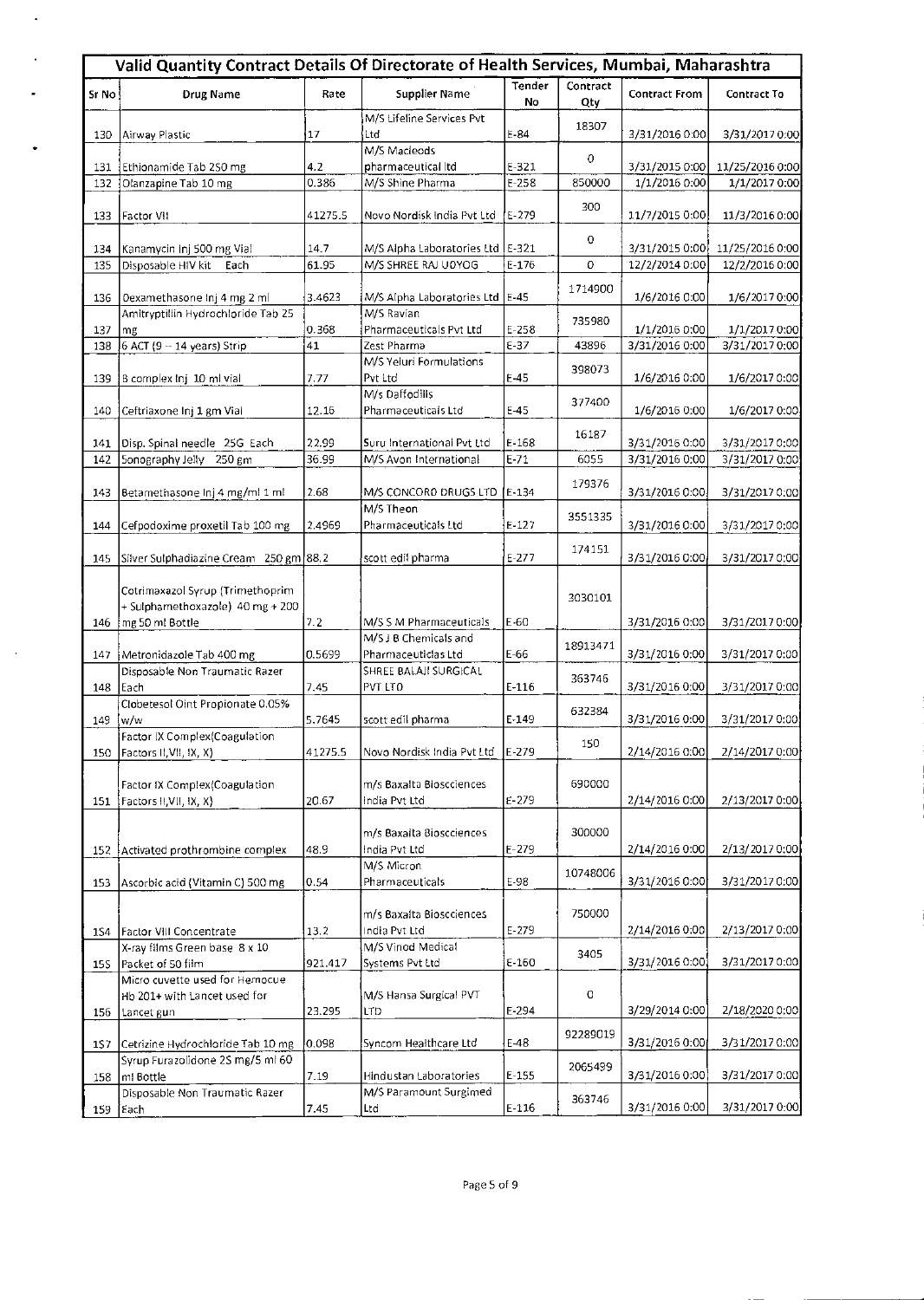# Valid Quantity Contract Details Of Directorate of Health Services, Mumbai, Maharashtra

| Sr No | Drug Name | Rate | Supplier Name | Tender No | Contract Qty | Contract From | Contract To |
|---|---|---|---|---|---|---|---|
| 130 | Airway Plastic | 17 | M/S Lifeline Services Pvt Ltd | E-84 | 18307 | 3/31/2016 0:00 | 3/31/2017 0:00 |
| 131 | Ethionamide Tab 250 mg | 4.2 | M/S Macleods pharmaceutical ltd | E-321 | 0 | 3/31/2015 0:00 | 11/25/2016 0:00 |
| 132 | Olanzapine Tab 10 mg | 0.386 | M/S Shine Pharma | E-258 | 850000 | 1/1/2016 0:00 | 1/1/2017 0:00 |
| 133 | Factor VII | 41275.5 | Novo Nordisk India Pvt Ltd | E-279 | 300 | 11/7/2015 0:00 | 11/3/2016 0:00 |
| 134 | Kanamycin Inj 500 mg Vial | 14.7 | M/S Alpha Laboratories Ltd | E-321 | 0 | 3/31/2015 0:00 | 11/25/2016 0:00 |
| 135 | Disposable HIV kit Each | 61.95 | M/S SHREE RAJ UDYOG | E-176 | 0 | 12/2/2014 0:00 | 12/2/2016 0:00 |
| 136 | Dexamethasone Inj 4 mg 2 ml | 3.4623 | M/S Alpha Laboratories Ltd | E-45 | 1714900 | 1/6/2016 0:00 | 1/6/2017 0:00 |
| 137 | Amitryptilin Hydrochloride Tab 25 mg | 0.368 | M/S Ravian Pharmaceuticals Pvt Ltd | E-258 | 735980 | 1/1/2016 0:00 | 1/1/2017 0:00 |
| 138 | 6 ACT (9 -- 14 years) Strip | 41 | Zest Pharma | E-37 | 43896 | 3/31/2016 0:00 | 3/31/2017 0:00 |
| 139 | B complex Inj 10 ml vial | 7.77 | M/S Yeluri Formulations Pvt Ltd | E-45 | 398073 | 1/6/2016 0:00 | 1/6/2017 0:00 |
| 140 | Ceftriaxone Inj 1 gm Vial | 12.16 | M/s Daffodills Pharmaceuticals Ltd | E-45 | 377400 | 1/6/2016 0:00 | 1/6/2017 0:00 |
| 141 | Disp. Spinal needle 25G Each | 22.99 | Suru International Pvt Ltd | E-168 | 16187 | 3/31/2016 0:00 | 3/31/2017 0:00 |
| 142 | Sonography Jelly 250 gm | 36.99 | M/S Avon International | E-71 | 6055 | 3/31/2016 0:00 | 3/31/2017 0:00 |
| 143 | Betamethasone Inj 4 mg/ml 1 ml | 2.68 | M/S CONCORD DRUGS LTD | E-134 | 179376 | 3/31/2016 0:00 | 3/31/2017 0:00 |
| 144 | Cefpodoxime proxetil Tab 100 mg | 2.4969 | M/S Theon Pharmaceuticals Ltd | E-127 | 3551335 | 3/31/2016 0:00 | 3/31/2017 0:00 |
| 145 | Silver Sulphadiazine Cream 250 gm | 88.2 | scott edil pharma | E-277 | 174151 | 3/31/2016 0:00 | 3/31/2017 0:00 |
| 146 | Cotrimaxazol Syrup (Trimethoprim + Sulphamethoxazole) 40 mg + 200 mg 50 ml Bottle | 7.2 | M/S S M Pharmaceuticals | E-60 | 3030101 | 3/31/2016 0:00 | 3/31/2017 0:00 |
| 147 | Metronidazole Tab 400 mg | 0.5699 | M/S J B Chemicals and Pharmaceuticlas Ltd | E-66 | 18913471 | 3/31/2016 0:00 | 3/31/2017 0:00 |
| 148 | Disposable Non Traumatic Razer Each | 7.45 | SHREE BALAJI SURGICAL PVT LTD | E-116 | 363746 | 3/31/2016 0:00 | 3/31/2017 0:00 |
| 149 | Clobetesol Oint Propionate 0.05% w/w | 5.7645 | scott edil pharma | E-149 | 632384 | 3/31/2016 0:00 | 3/31/2017 0:00 |
| 150 | Factor IX Complex(Coagulation Factors II,VII, IX, X) | 41275.5 | Novo Nordisk India Pvt Ltd | E-279 | 150 | 2/14/2016 0:00 | 2/14/2017 0:00 |
| 151 | Factor IX Complex(Coagulation Factors II,VII, IX, X) | 20.67 | m/s Baxalta Biosciences India Pvt Ltd | E-279 | 690000 | 2/14/2016 0:00 | 2/13/2017 0:00 |
| 152 | Activated prothrombine complex | 48.9 | m/s Baxalta Biosciences India Pvt Ltd | E-279 | 300000 | 2/14/2016 0:00 | 2/13/2017 0:00 |
| 153 | Ascorbic acid (Vitamin C) 500 mg | 0.54 | M/S Micron Pharmaceuticals | E-98 | 10748006 | 3/31/2016 0:00 | 3/31/2017 0:00 |
| 154 | Factor VIII Concentrate | 13.2 | m/s Baxalta Biosciences India Pvt Ltd | E-279 | 750000 | 2/14/2016 0:00 | 2/13/2017 0:00 |
| 155 | X-ray films Green base 8 x 10 Packet of 50 film | 921.417 | M/S Vinod Medical Systems Pvt Ltd | E-160 | 3405 | 3/31/2016 0:00 | 3/31/2017 0:00 |
| 156 | Micro cuvette used for Hemocue Hb 201+ with Lancet used for Lancet gun | 23.295 | M/S Hansa Surgical PVT LTD | E-294 | 0 | 3/29/2014 0:00 | 2/18/2020 0:00 |
| 157 | Cetrizine Hydrochloride Tab 10 mg | 0.098 | Syncom Healthcare Ltd | E-48 | 92289019 | 3/31/2016 0:00 | 3/31/2017 0:00 |
| 158 | Syrup Furazolidone 25 mg/5 ml 60 ml Bottle | 7.19 | Hindustan Laboratories | E-155 | 2065499 | 3/31/2016 0:00 | 3/31/2017 0:00 |
| 159 | Disposable Non Traumatic Razer Each | 7.45 | M/S Paramount Surgimed Ltd | E-116 | 363746 | 3/31/2016 0:00 | 3/31/2017 0:00 |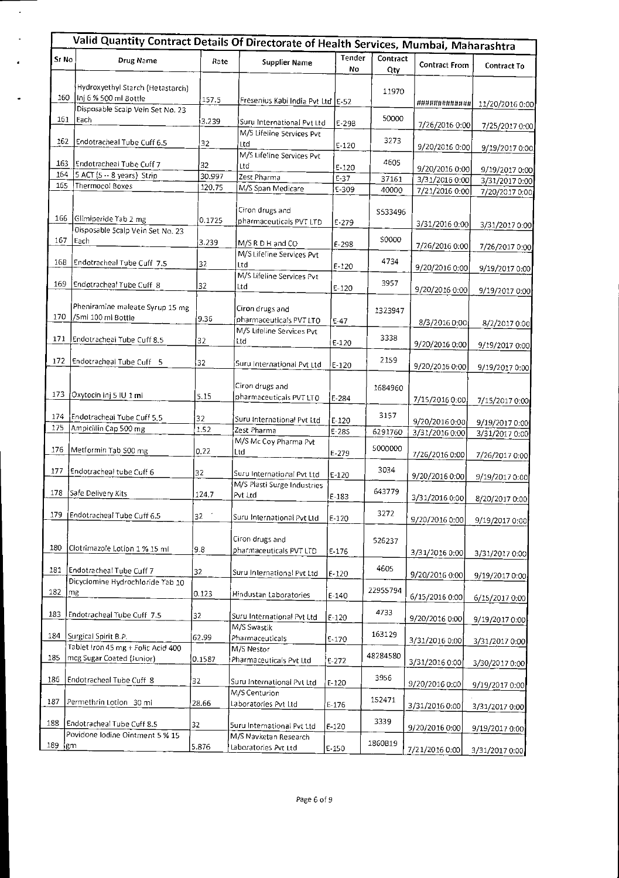# Valid Quantity Contract Details Of Directorate of Health Services, Mumbai, Maharashtra

| Sr No | Drug Name | Rate | Supplier Name | Tender No | Contract Qty | Contract From | Contract To |
|---|---|---|---|---|---|---|---|
| 160 | Hydroxyethyl Starch (Hetastarch) Inj 6 % 500 ml Bottle | 157.5 | Fresenius Kabi India Pvt Ltd | E-52 | 11970 | ############ | 11/20/2016 0:00 |
| 161 | Disposable Scalp Vein Set No. 23 Each | 3.239 | Suru International Pvt Ltd | E-298 | 50000 | 7/26/2016 0:00 | 7/25/2017 0:00 |
| 162 | Endotracheal Tube Cuff 6.5 | 32 | M/S Lifeline Services Pvt Ltd | E-120 | 3273 | 9/20/2016 0:00 | 9/19/2017 0:00 |
| 163 | Endotracheal Tube Cuff 7 | 32 | M/S Lifeline Services Pvt Ltd | E-120 | 4605 | 9/20/2016 0:00 | 9/19/2017 0:00 |
| 164 | 5 ACT (5 -- 8 years) Strip | 30.997 | Zest Pharma | E-37 | 37161 | 3/31/2016 0:00 | 3/31/2017 0:00 |
| 165 | Thermocol Boxes | 120.75 | M/S Span Medicare | E-309 | 40000 | 7/21/2016 0:00 | 7/20/2017 0:00 |
| 166 | Glimiperide Tab 2 mg | 0.1725 | Ciron drugs and pharmaceuticals PVT LTD | E-279 | 5533496 | 3/31/2016 0:00 | 3/31/2017 0:00 |
| 167 | Disposable Scalp Vein Set No. 23 Each | 3.239 | M/S R D H and CO | E-298 | 50000 | 7/26/2016 0:00 | 7/26/2017 0:00 |
| 168 | Endotracheal Tube Cuff 7.5 | 32 | M/S Lifeline Services Pvt Ltd | E-120 | 4734 | 9/20/2016 0:00 | 9/19/2017 0:00 |
| 169 | Endotracheal Tube Cuff 8 | 32 | M/S Lifeline Services Pvt Ltd | E-120 | 3957 | 9/20/2016 0:00 | 9/19/2017 0:00 |
| 170 | Pheniramine maleate Syrup 15 mg /5ml 100 ml Bottle | 9.36 | Ciron drugs and pharmaceuticals PVT LTD | E-47 | 1323947 | 8/3/2016 0:00 | 8/2/2017 0:00 |
| 171 | Endotracheal Tube Cuff 8.5 | 32 | M/S Lifeline Services Pvt Ltd | E-120 | 3338 | 9/20/2016 0:00 | 9/19/2017 0:00 |
| 172 | Endotracheal Tube Cuff 5 | 32 | Suru International Pvt Ltd | E-120 | 2159 | 9/20/2016 0:00 | 9/19/2017 0:00 |
| 173 | Oxytocin Inj 5 IU 1 ml | 5.15 | Ciron drugs and pharmaceuticals PVT LTD | E-284 | 1684960 | 7/15/2016 0:00 | 7/15/2017 0:00 |
| 174 | Endotracheal Tube Cuff 5.5 | 32 | Suru International Pvt Ltd | E-120 | 3157 | 9/20/2016 0:00 | 9/19/2017 0:00 |
| 175 | Ampicillin Cap 500 mg | 1.52 | Zest Pharma | E-285 | 6291760 | 3/31/2016 0:00 | 3/31/2017 0:00 |
| 176 | Metformin Tab 500 mg | 0.22 | M/S Mc Coy Pharma Pvt Ltd | E-279 | 5000000 | 7/26/2016 0:00 | 7/26/2017 0:00 |
| 177 | Endotracheal tube Cuff 6 | 32 | Suru International Pvt Ltd | E-120 | 3034 | 9/20/2016 0:00 | 9/19/2017 0:00 |
| 178 | Safe Delivery Kits | 124.7 | M/S Plasti Surge Industries Pvt Ltd | E-183 | 643779 | 3/31/2016 0:00 | 8/20/2017 0:00 |
| 179 | Endotracheal Tube Cuff 6.5 | 32 | Suru International Pvt Ltd | E-120 | 3272 | 9/20/2016 0:00 | 9/19/2017 0:00 |
| 180 | Clotrimazole Lotion 1 % 15 ml | 9.8 | Ciron drugs and pharmaceuticals PVT LTD | E-176 | 526237 | 3/31/2016 0:00 | 3/31/2017 0:00 |
| 181 | Endotracheal Tube Cuff 7 | 32 | Suru International Pvt Ltd | E-120 | 4605 | 9/20/2016 0:00 | 9/19/2017 0:00 |
| 182 | Dicyclomine Hydrochloride Tab 10 mg | 0.123 | Hindustan Laboratories | E-140 | 22955794 | 6/15/2016 0:00 | 6/15/2017 0:00 |
| 183 | Endotracheal Tube Cuff 7.5 | 32 | Suru International Pvt Ltd | E-120 | 4733 | 9/20/2016 0:00 | 9/19/2017 0:00 |
| 184 | Surgical Spirit B.P. | 62.99 | M/S Swastik Pharmaceuticals | E-170 | 163129 | 3/31/2016 0:00 | 3/31/2017 0:00 |
| 185 | Tablet Iron 45 mg + Folic Acid 400 mcg Sugar Coated (Junior) | 0.1587 | M/S Nestor Pharmaceuticals Pvt Ltd | E-272 | 48284580 | 3/31/2016 0:00 | 3/30/2017 0:00 |
| 186 | Endotracheal Tube Cuff 8 | 32 | Suru International Pvt Ltd | E-120 | 3956 | 9/20/2016 0:00 | 9/19/2017 0:00 |
| 187 | Permethrin Lotion 30 ml | 28.66 | M/S Centurion Laboratories Pvt Ltd | E-176 | 152471 | 3/31/2016 0:00 | 3/31/2017 0:00 |
| 188 | Endotracheal Tube Cuff 8.5 | 32 | Suru International Pvt Ltd | E-120 | 3339 | 9/20/2016 0:00 | 9/19/2017 0:00 |
| 189 | Povidone Iodine Ointment 5 % 15 gm | 5.876 | M/S Navketan Research Laboratories Pvt Ltd | E-150 | 1860819 | 7/21/2016 0:00 | 3/31/2017 0:00 |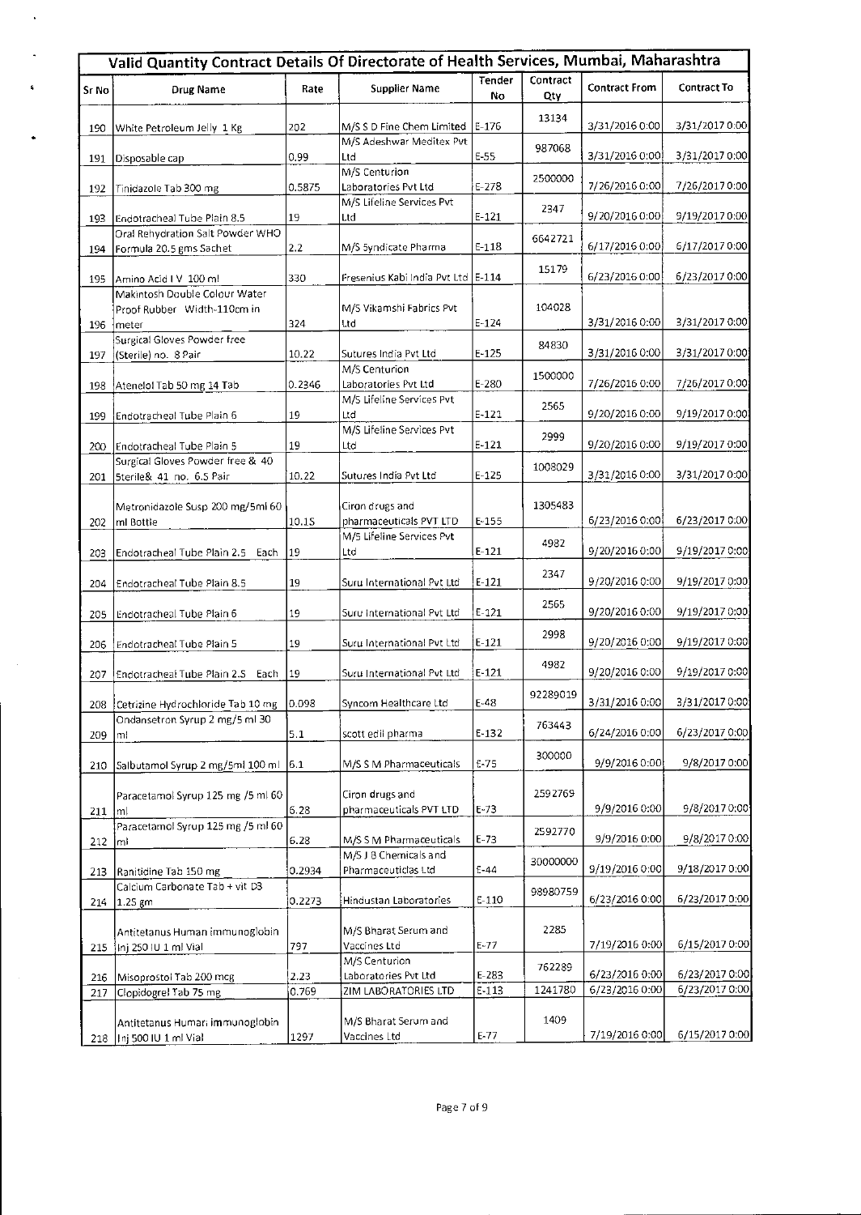## Valid Quantity Contract Details Of Directorate of Health Services, Mumbai, Maharashtra

| Sr No | Drug Name | Rate | Supplier Name | Tender No | Contract Qty | Contract From | Contract To |
|---|---|---|---|---|---|---|---|
| 190 | White Petroleum Jelly 1 Kg | 202 | M/S S D Fine Chem Limited | E-176 | 13134 | 3/31/2016 0:00 | 3/31/2017 0:00 |
| 191 | Disposable cap | 0.99 | M/S Adeshwar Meditex Pvt Ltd | E-55 | 987068 | 3/31/2016 0:00 | 3/31/2017 0:00 |
| 192 | Tinidazole Tab 300 mg | 0.5875 | M/S Centurion Laboratories Pvt Ltd | E-278 | 2500000 | 7/26/2016 0:00 | 7/26/2017 0:00 |
| 193 | Endotracheal Tube Plain 8.5 | 19 | M/S Lifeline Services Pvt Ltd | E-121 | 2347 | 9/20/2016 0:00 | 9/19/2017 0:00 |
| 194 | Oral Rehydration Salt Powder WHO Formula 20.5 gms Sachet | 2.2 | M/S Syndicate Pharma | E-118 | 6642721 | 6/17/2016 0:00 | 6/17/2017 0:00 |
| 195 | Amino Acid I V 100 ml | 330 | Fresenius Kabi India Pvt Ltd | E-114 | 15179 | 6/23/2016 0:00 | 6/23/2017 0:00 |
| 196 | Makintosh Double Colour Water Proof Rubber Width-110cm in meter | 324 | M/S Vikamshi Fabrics Pvt Ltd | E-124 | 104028 | 3/31/2016 0:00 | 3/31/2017 0:00 |
| 197 | Surgical Gloves Powder free (Sterile) no. 8 Pair | 10.22 | Sutures India Pvt Ltd | E-125 | 84830 | 3/31/2016 0:00 | 3/31/2017 0:00 |
| 198 | Atenelol Tab 50 mg 14 Tab | 0.2346 | M/S Centurion Laboratories Pvt Ltd | E-280 | 1500000 | 7/26/2016 0:00 | 7/26/2017 0:00 |
| 199 | Endotracheal Tube Plain 6 | 19 | M/S Lifeline Services Pvt Ltd | E-121 | 2565 | 9/20/2016 0:00 | 9/19/2017 0:00 |
| 200 | Endotracheal Tube Plain 5 | 19 | M/S Lifeline Services Pvt Ltd | E-121 | 2999 | 9/20/2016 0:00 | 9/19/2017 0:00 |
| 201 | Surgical Gloves Powder free & 40 Sterile& 41 no. 6.5 Pair | 10.22 | Sutures India Pvt Ltd | E-125 | 1008029 | 3/31/2016 0:00 | 3/31/2017 0:00 |
| 202 | Metronidazole Susp 200 mg/5ml 60 ml Bottle | 10.15 | Ciron drugs and pharmaceuticals PVT LTD | E-155 | 1305483 | 6/23/2016 0:00 | 6/23/2017 0:00 |
| 203 | Endotracheal Tube Plain 2.5 Each | 19 | M/S Lifeline Services Pvt Ltd | E-121 | 4982 | 9/20/2016 0:00 | 9/19/2017 0:00 |
| 204 | Endotracheal Tube Plain 8.5 | 19 | Suru International Pvt Ltd | E-121 | 2347 | 9/20/2016 0:00 | 9/19/2017 0:00 |
| 205 | Endotracheal Tube Plain 6 | 19 | Suru International Pvt Ltd | E-121 | 2565 | 9/20/2016 0:00 | 9/19/2017 0:00 |
| 206 | Endotracheal Tube Plain 5 | 19 | Suru International Pvt Ltd | E-121 | 2998 | 9/20/2016 0:00 | 9/19/2017 0:00 |
| 207 | Endotracheal Tube Plain 2.5 Each | 19 | Suru International Pvt Ltd | E-121 | 4982 | 9/20/2016 0:00 | 9/19/2017 0:00 |
| 208 | Cetrizine Hydrochloride Tab 10 mg | 0.098 | Syncom Healthcare Ltd | E-48 | 92289019 | 3/31/2016 0:00 | 3/31/2017 0:00 |
| 209 | Ondansetron Syrup 2 mg/5 ml 30 ml | 5.1 | scott edil pharma | E-132 | 763443 | 6/24/2016 0:00 | 6/23/2017 0:00 |
| 210 | Salbutamol Syrup 2 mg/5ml 100 ml | 6.1 | M/S S M Pharmaceuticals | E-75 | 300000 | 9/9/2016 0:00 | 9/8/2017 0:00 |
| 211 | Paracetamol Syrup 125 mg /5 ml 60 ml | 6.28 | Ciron drugs and pharmaceuticals PVT LTD | E-73 | 2592769 | 9/9/2016 0:00 | 9/8/2017 0:00 |
| 212 | Paracetamol Syrup 125 mg /5 ml 60 ml | 6.28 | M/S S M Pharmaceuticals | E-73 | 2592770 | 9/9/2016 0:00 | 9/8/2017 0:00 |
| 213 | Ranitidine Tab 150 mg | 0.2934 | M/S J B Chemicals and Pharmaceuticlas Ltd | E-44 | 30000000 | 9/19/2016 0:00 | 9/18/2017 0:00 |
| 214 | Calcium Carbonate Tab + vit D3 1.25 gm | 0.2273 | Hindustan Laboratories | E-110 | 98980759 | 6/23/2016 0:00 | 6/23/2017 0:00 |
| 215 | Antitetanus Human immunoglobin Inj 250 IU 1 ml Vial | 797 | M/S Bharat Serum and Vaccines Ltd | E-77 | 2285 | 7/19/2016 0:00 | 6/15/2017 0:00 |
| 216 | Misoprostol Tab 200 mcg | 2.23 | M/S Centurion Laboratories Pvt Ltd | E-283 | 762289 | 6/23/2016 0:00 | 6/23/2017 0:00 |
| 217 | Clopidogrel Tab 75 mg | 0.769 | ZIM LABORATORIES LTD | E-113 | 1241780 | 6/23/2016 0:00 | 6/23/2017 0:00 |
| 218 | Antitetanus Human immunoglobin Inj 500 IU 1 ml Vial | 1297 | M/S Bharat Serum and Vaccines Ltd | E-77 | 1409 | 7/19/2016 0:00 | 6/15/2017 0:00 |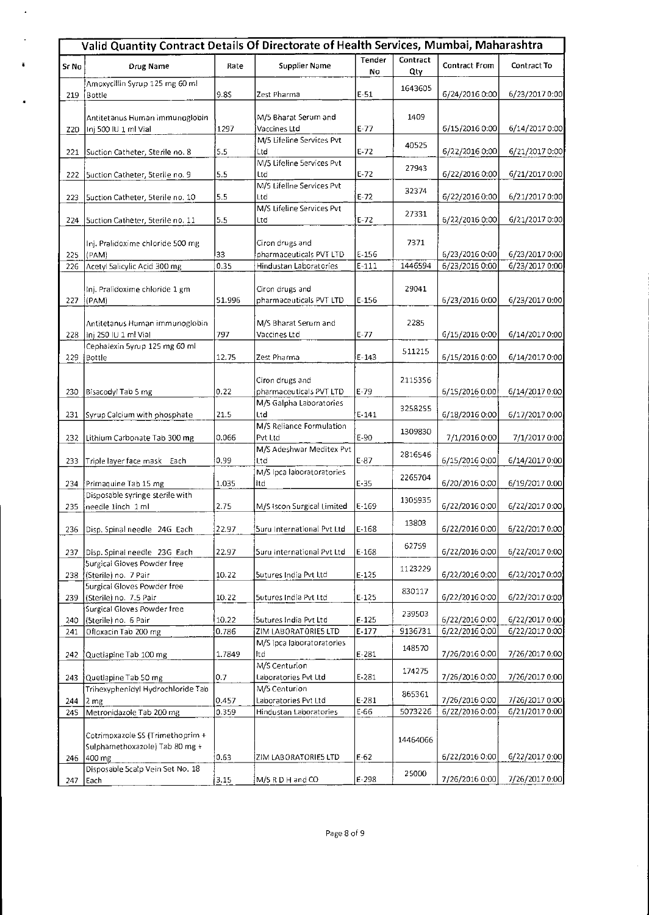## Valid Quantity Contract Details Of Directorate of Health Services, Mumbai, Maharashtra

| Sr No | Drug Name | Rate | Supplier Name | Tender No | Contract Qty | Contract From | Contract To |
|---|---|---|---|---|---|---|---|
| 219 | Amoxycillin Syrup 125 mg 60 ml Bottle | 9.85 | Zest Pharma | E-51 | 1643605 | 6/24/2016 0:00 | 6/23/2017 0:00 |
| 220 | Antitetanus Human immunoglobin Inj 500 IU 1 ml Vial | 1297 | M/S Bharat Serum and Vaccines Ltd | E-77 | 1409 | 6/15/2016 0:00 | 6/14/2017 0:00 |
| 221 | Suction Catheter, Sterile no. 8 | 5.5 | M/S Lifeline Services Pvt Ltd | E-72 | 40525 | 6/22/2016 0:00 | 6/21/2017 0:00 |
| 222 | Suction Catheter, Sterile no. 9 | 5.5 | M/S Lifeline Services Pvt Ltd | E-72 | 27943 | 6/22/2016 0:00 | 6/21/2017 0:00 |
| 223 | Suction Catheter, Sterile no. 10 | 5.5 | M/S Lifeline Services Pvt Ltd | E-72 | 32374 | 6/22/2016 0:00 | 6/21/2017 0:00 |
| 224 | Suction Catheter, Sterile no. 11 | 5.5 | M/S Lifeline Services Pvt Ltd | E-72 | 27331 | 6/22/2016 0:00 | 6/21/2017 0:00 |
| 225 | Inj. Pralidoxime chloride 500 mg (PAM) | 33 | Ciron drugs and pharmaceuticals PVT LTD | E-156 | 7371 | 6/23/2016 0:00 | 6/23/2017 0:00 |
| 226 | Acetyl Salicylic Acid 300 mg | 0.35 | Hindustan Laboratories | E-111 | 1446594 | 6/23/2016 0:00 | 6/23/2017 0:00 |
| 227 | Inj. Pralidoxime chloride 1 gm (PAM) | 51.996 | Ciron drugs and pharmaceuticals PVT LTD | E-156 | 29041 | 6/23/2016 0:00 | 6/23/2017 0:00 |
| 228 | Antitetanus Human immunoglobin Inj 250 IU 1 ml Vial | 797 | M/S Bharat Serum and Vaccines Ltd | E-77 | 2285 | 6/15/2016 0:00 | 6/14/2017 0:00 |
| 229 | Cephalexin Syrup 125 mg 60 ml Bottle | 12.75 | Zest Pharma | E-143 | 511215 | 6/15/2016 0:00 | 6/14/2017 0:00 |
| 230 | Bisacodyl Tab 5 mg | 0.22 | Ciron drugs and pharmaceuticals PVT LTD | E-79 | 2115356 | 6/15/2016 0:00 | 6/14/2017 0:00 |
| 231 | Syrup Calcium with phosphate | 21.5 | M/S Galpha Laboratories Ltd | E-141 | 3258255 | 6/18/2016 0:00 | 6/17/2017 0:00 |
| 232 | Lithium Carbonate Tab 300 mg | 0.066 | M/S Reliance Formulation Pvt Ltd | E-90 | 1309830 | 7/1/2016 0:00 | 7/1/2017 0:00 |
| 233 | Triple layer face mask Each | 0.99 | M/S Adeshwar Meditex Pvt Ltd | E-87 | 2816546 | 6/15/2016 0:00 | 6/14/2017 0:00 |
| 234 | Primaquine Tab 15 mg | 1.035 | M/S Ipca laboratoratories ltd | E-35 | 2265704 | 6/20/2016 0:00 | 6/19/2017 0:00 |
| 235 | Disposable syringe sterile with needle 1inch 1 ml | 2.75 | M/S Iscon Surgical Limited | E-169 | 1305935 | 6/22/2016 0:00 | 6/22/2017 0:00 |
| 236 | Disp. Spinal needle 24G Each | 22.97 | Suru International Pvt Ltd | E-168 | 13803 | 6/22/2016 0:00 | 6/22/2017 0:00 |
| 237 | Disp. Spinal needle 23G Each | 22.97 | Suru International Pvt Ltd | E-168 | 62759 | 6/22/2016 0:00 | 6/22/2017 0:00 |
| 238 | Surgical Gloves Powder free (Sterile) no. 7 Pair | 10.22 | Sutures India Pvt Ltd | E-125 | 1123229 | 6/22/2016 0:00 | 6/22/2017 0:00 |
| 239 | Surgical Gloves Powder free (Sterile) no. 7.5 Pair | 10.22 | Sutures India Pvt Ltd | E-125 | 830117 | 6/22/2016 0:00 | 6/22/2017 0:00 |
| 240 | Surgical Gloves Powder free (Sterile) no. 6 Pair | 10.22 | Sutures India Pvt Ltd | E-125 | 239503 | 6/22/2016 0:00 | 6/22/2017 0:00 |
| 241 | Ofloxacin Tab 200 mg | 0.786 | ZIM LABORATORIES LTD | E-177 | 9136731 | 6/22/2016 0:00 | 6/22/2017 0:00 |
| 242 | Quetiapine Tab 100 mg | 1.7849 | M/S Ipca laboratoratories ltd | E-281 | 148570 | 7/26/2016 0:00 | 7/26/2017 0:00 |
| 243 | Quetiapine Tab 50 mg | 0.7 | M/S Centurion Laboratories Pvt Ltd | E-281 | 174275 | 7/26/2016 0:00 | 7/26/2017 0:00 |
| 244 | Trihexyphenidyl Hydrochloride Tab 2 mg | 0.457 | M/S Centurion Laboratories Pvt Ltd | E-281 | 865361 | 7/26/2016 0:00 | 7/26/2017 0:00 |
| 245 | Metronidazole Tab 200 mg | 0.359 | Hindustan Laboratories | E-66 | 5073226 | 6/22/2016 0:00 | 6/21/2017 0:00 |
| 246 | Cotrimoxazole SS (Trimethoprim + Sulphamethoxazole) Tab 80 mg + 400 mg | 0.63 | ZIM LABORATORIES LTD | E-62 | 14464066 | 6/22/2016 0:00 | 6/22/2017 0:00 |
| 247 | Disposable Scalp Vein Set No. 18 Each | 3.15 | M/S R D H and CO | E-298 | 25000 | 7/26/2016 0:00 | 7/26/2017 0:00 |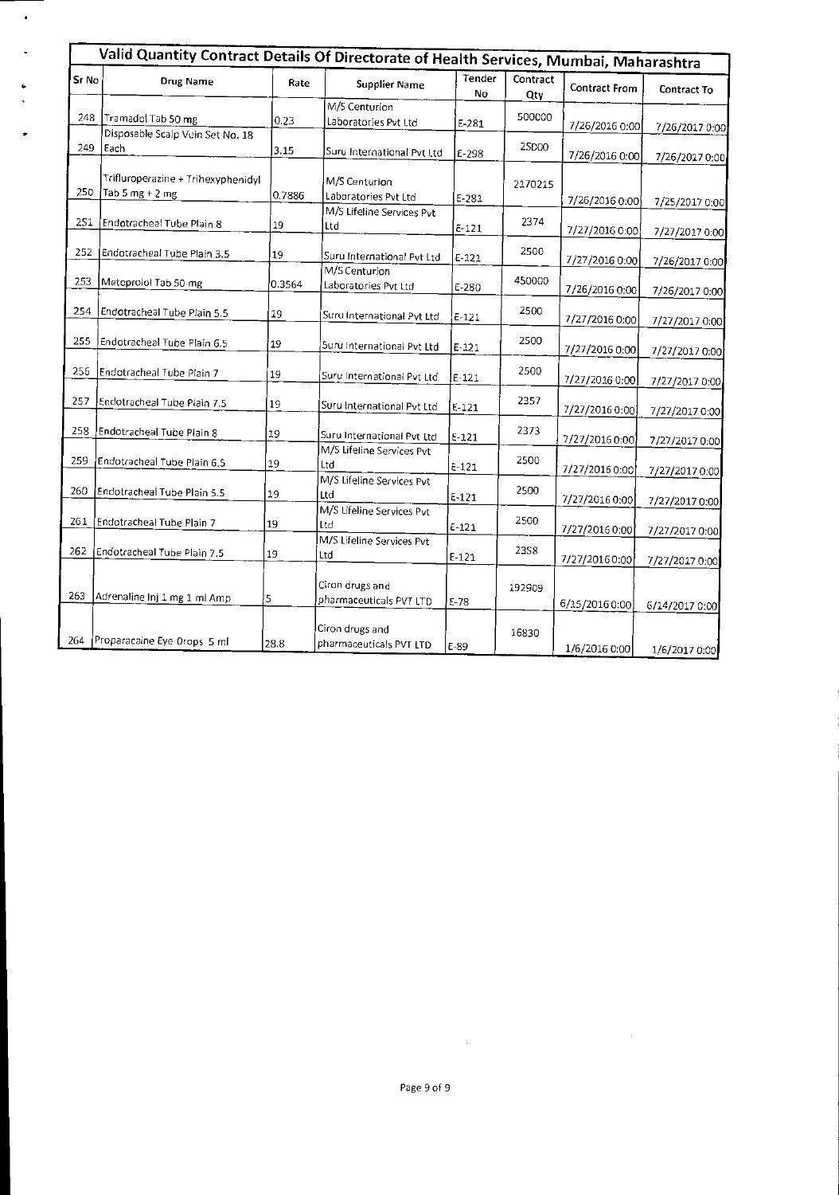| Valid Quantity Contract Details Of Directorate of Health Services, Mumbai, Maharashtra | | | | | | | |
|---|---|---|---|---|---|---|---|
| Sr No | Drug Name | Rate | Supplier Name | Tender No | Contract Qty | Contract From | Contract To |
| 248 | Tramadol Tab 50 mg | 0.23 | M/S Centurion Laboratories Pvt Ltd | E-281 | 500000 | 7/26/2016 0:00 | 7/26/2017 0:00 |
| 249 | Disposable Scalp Vein Set No. 18 Each | 3.15 | Suru International Pvt Ltd | E-298 | 25000 | 7/26/2016 0:00 | 7/26/2017 0:00 |
| 250 | Trifluroperazine + Trihexyphenidyl Tab 5 mg + 2 mg | 0.7886 | M/S Centurion Laboratories Pvt Ltd | E-281 | 2170215 | 7/26/2016 0:00 | 7/25/2017 0:00 |
| 251 | Endotracheal Tube Plain 8 | 19 | M/S Lifeline Services Pvt Ltd | E-121 | 2374 | 7/27/2016 0:00 | 7/27/2017 0:00 |
| 252 | Endotracheal Tube Plain 3.5 | 19 | Suru International Pvt Ltd | E-121 | 2500 | 7/27/2016 0:00 | 7/26/2017 0:00 |
| 253 | Metoprolol Tab 50 mg | 0.3564 | M/S Centurion Laboratories Pvt Ltd | E-280 | 450000 | 7/26/2016 0:00 | 7/26/2017 0:00 |
| 254 | Endotracheal Tube Plain 5.5 | 19 | Suru International Pvt Ltd | E-121 | 2500 | 7/27/2016 0:00 | 7/27/2017 0:00 |
| 255 | Endotracheal Tube Plain 6.5 | 19 | Suru International Pvt Ltd | E-121 | 2500 | 7/27/2016 0:00 | 7/27/2017 0:00 |
| 256 | Endotracheal Tube Plain 7 | 19 | Suru International Pvt Ltd | E-121 | 2500 | 7/27/2016 0:00 | 7/27/2017 0:00 |
| 257 | Endotracheal Tube Plain 7.5 | 19 | Suru International Pvt Ltd | E-121 | 2357 | 7/27/2016 0:00 | 7/27/2017 0:00 |
| 258 | Endotracheal Tube Plain 8 | 19 | Suru International Pvt Ltd | E-121 | 2373 | 7/27/2016 0:00 | 7/27/2017 0:00 |
| 259 | Endotracheal Tube Plain 6.5 | 19 | M/S Lifeline Services Pvt Ltd | E-121 | 2500 | 7/27/2016 0:00 | 7/27/2017 0:00 |
| 260 | Endotracheal Tube Plain 5.5 | 19 | M/S Lifeline Services Pvt Ltd | E-121 | 2500 | 7/27/2016 0:00 | 7/27/2017 0:00 |
| 261 | Endotracheal Tube Plain 7 | 19 | M/S Lifeline Services Pvt Ltd | E-121 | 2500 | 7/27/2016 0:00 | 7/27/2017 0:00 |
| 262 | Endotracheal Tube Plain 7.5 | 19 | M/S Lifeline Services Pvt Ltd | E-121 | 2358 | 7/27/2016 0:00 | 7/27/2017 0:00 |
| 263 | Adrenaline Inj 1 mg 1 ml Amp | 5 | Ciron drugs and pharmaceuticals PVT LTD | E-78 | 192909 | 6/15/2016 0:00 | 6/14/2017 0:00 |
| 264 | Proparacaine Eye Drops 5 ml | 28.8 | Ciron drugs and pharmaceuticals PVT LTD | E-89 | 16830 | 1/6/2016 0:00 | 1/6/2017 0:00 |